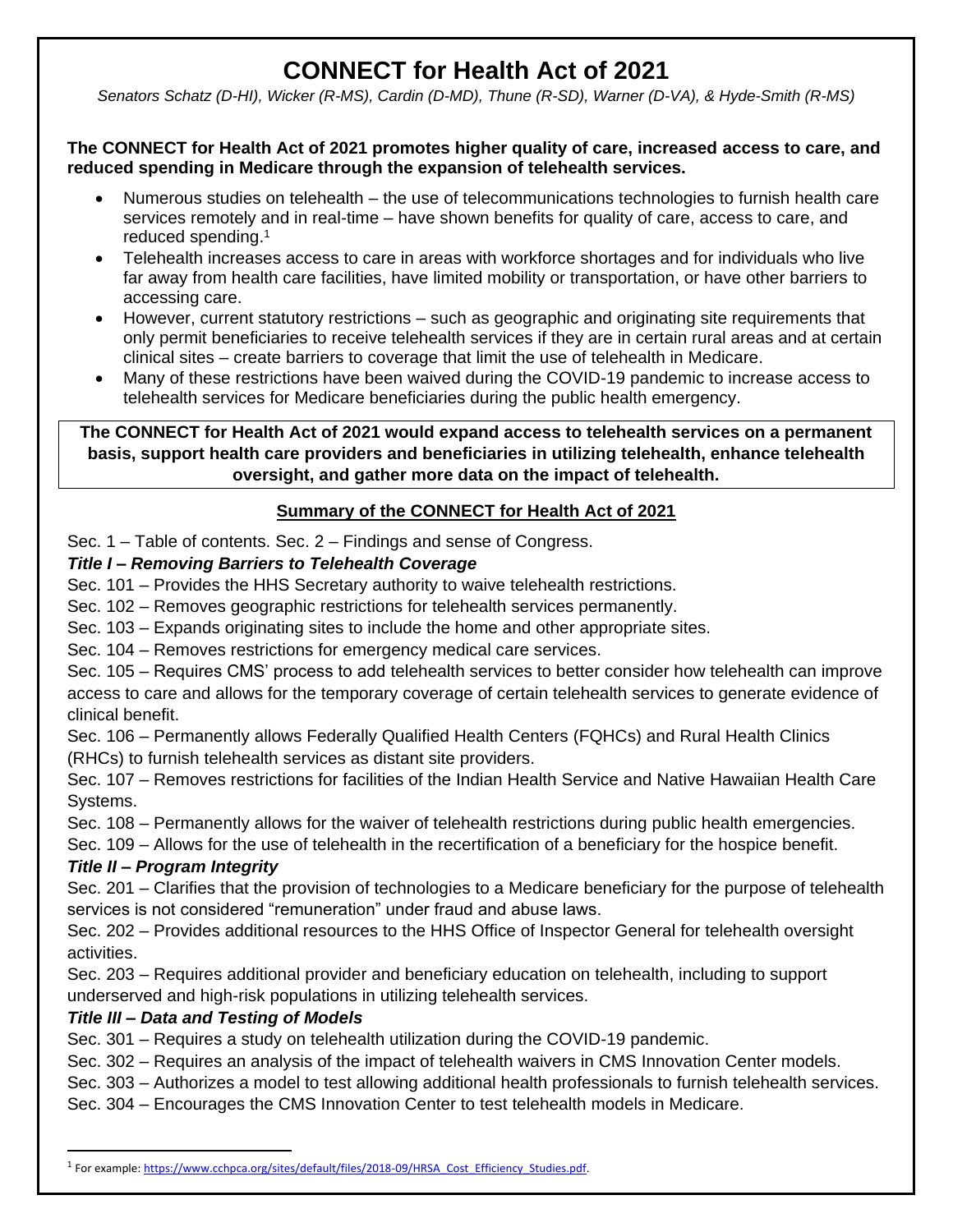# CONNECT for Health Act of 2021

*Senators Schatz (D-HI), Wicker (R-MS), Cardin (D-MD), Thune (R-SD), Warner (D-VA), & Hyde-Smith (R-MS)*

**The CONNECT for Health Act of 2021 promotes higher quality of care, increased access to care, and reduced spending in Medicare through the expansion of telehealth services.**

- Numerous studies on telehealth – the use of telecommunications technologies to furnish health care services remotely and in real-time – have shown benefits for quality of care, access to care, and reduced spending.[1]
- Telehealth increases access to care in areas with workforce shortages and for individuals who live far away from health care facilities, have limited mobility or transportation, or have other barriers to accessing care.
- However, current statutory restrictions – such as geographic and originating site requirements that only permit beneficiaries to receive telehealth services if they are in certain rural areas and at certain clinical sites – create barriers to coverage that limit the use of telehealth in Medicare.
- Many of these restrictions have been waived during the COVID-19 pandemic to increase access to telehealth services for Medicare beneficiaries during the public health emergency.

**The CONNECT for Health Act of 2021 would expand access to telehealth services on a permanent basis, support health care providers and beneficiaries in utilizing telehealth, enhance telehealth oversight, and gather more data on the impact of telehealth.**

## Summary of the CONNECT for Health Act of 2021

Sec. 1 – Table of contents. Sec. 2 – Findings and sense of Congress.

### *Title I – Removing Barriers to Telehealth Coverage*

Sec. 101 – Provides the HHS Secretary authority to waive telehealth restrictions.

Sec. 102 – Removes geographic restrictions for telehealth services permanently.

Sec. 103 – Expands originating sites to include the home and other appropriate sites.

Sec. 104 – Removes restrictions for emergency medical care services.

Sec. 105 – Requires CMS' process to add telehealth services to better consider how telehealth can improve access to care and allows for the temporary coverage of certain telehealth services to generate evidence of clinical benefit.

Sec. 106 – Permanently allows Federally Qualified Health Centers (FQHCs) and Rural Health Clinics (RHCs) to furnish telehealth services as distant site providers.

Sec. 107 – Removes restrictions for facilities of the Indian Health Service and Native Hawaiian Health Care Systems.

Sec. 108 – Permanently allows for the waiver of telehealth restrictions during public health emergencies.

Sec. 109 – Allows for the use of telehealth in the recertification of a beneficiary for the hospice benefit.

### *Title II – Program Integrity*

Sec. 201 – Clarifies that the provision of technologies to a Medicare beneficiary for the purpose of telehealth services is not considered "remuneration" under fraud and abuse laws.

Sec. 202 – Provides additional resources to the HHS Office of Inspector General for telehealth oversight activities.

Sec. 203 – Requires additional provider and beneficiary education on telehealth, including to support underserved and high-risk populations in utilizing telehealth services.

### *Title III – Data and Testing of Models*

Sec. 301 – Requires a study on telehealth utilization during the COVID-19 pandemic.

Sec. 302 – Requires an analysis of the impact of telehealth waivers in CMS Innovation Center models.

Sec. 303 – Authorizes a model to test allowing additional health professionals to furnish telehealth services.

Sec. 304 – Encourages the CMS Innovation Center to test telehealth models in Medicare.

---

[1] For example: https://www.cchpca.org/sites/default/files/2018-09/HRSA_Cost_Efficiency_Studies.pdf.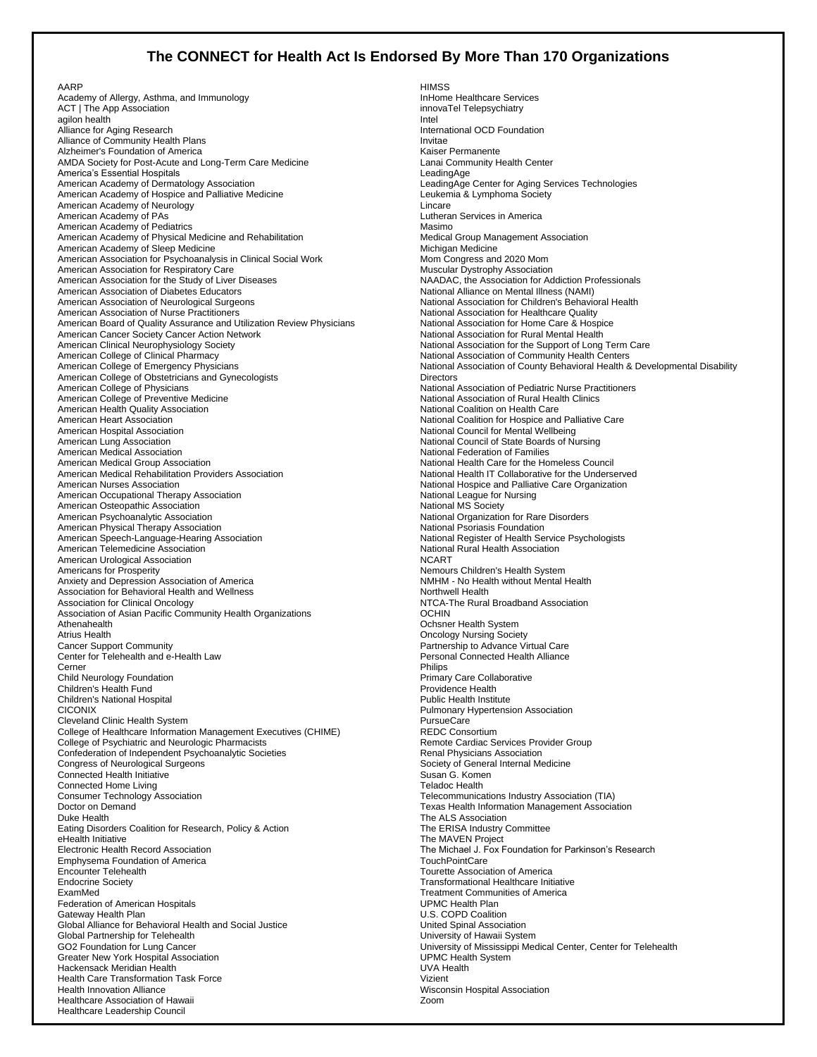## The CONNECT for Health Act Is Endorsed By More Than 170 Organizations

AARP
Academy of Allergy, Asthma, and Immunology
ACT | The App Association
agilon health
Alliance for Aging Research
Alliance of Community Health Plans
Alzheimer's Foundation of America
AMDA Society for Post-Acute and Long-Term Care Medicine
America's Essential Hospitals
American Academy of Dermatology Association
American Academy of Hospice and Palliative Medicine
American Academy of Neurology
American Academy of PAs
American Academy of Pediatrics
American Academy of Physical Medicine and Rehabilitation
American Academy of Sleep Medicine
American Association for Psychoanalysis in Clinical Social Work
American Association for Respiratory Care
American Association for the Study of Liver Diseases
American Association of Diabetes Educators
American Association of Neurological Surgeons
American Association of Nurse Practitioners
American Board of Quality Assurance and Utilization Review Physicians
American Cancer Society Cancer Action Network
American Clinical Neurophysiology Society
American College of Clinical Pharmacy
American College of Emergency Physicians
American College of Obstetricians and Gynecologists
American College of Physicians
American College of Preventive Medicine
American Health Quality Association
American Heart Association
American Hospital Association
American Lung Association
American Medical Association
American Medical Group Association
American Medical Rehabilitation Providers Association
American Nurses Association
American Occupational Therapy Association
American Osteopathic Association
American Psychoanalytic Association
American Physical Therapy Association
American Speech-Language-Hearing Association
American Telemedicine Association
American Urological Association
Americans for Prosperity
Anxiety and Depression Association of America
Association for Behavioral Health and Wellness
Association for Clinical Oncology
Association of Asian Pacific Community Health Organizations
Athenahealth
Atrius Health
Cancer Support Community
Center for Telehealth and e-Health Law
Cerner
Child Neurology Foundation
Children's Health Fund
Children's National Hospital
CICONIX
Cleveland Clinic Health System
College of Healthcare Information Management Executives (CHIME)
College of Psychiatric and Neurologic Pharmacists
Confederation of Independent Psychoanalytic Societies
Congress of Neurological Surgeons
Connected Health Initiative
Connected Home Living
Consumer Technology Association
Doctor on Demand
Duke Health
Eating Disorders Coalition for Research, Policy & Action
eHealth Initiative
Electronic Health Record Association
Emphysema Foundation of America
Encounter Telehealth
Endocrine Society
ExamMed
Federation of American Hospitals
Gateway Health Plan
Global Alliance for Behavioral Health and Social Justice
Global Partnership for Telehealth
GO2 Foundation for Lung Cancer
Greater New York Hospital Association
Hackensack Meridian Health
Health Care Transformation Task Force
Health Innovation Alliance
Healthcare Association of Hawaii
Healthcare Leadership Council
HIMSS
InHome Healthcare Services
innovaTel Telepsychiatry
Intel
International OCD Foundation
Invitae
Kaiser Permanente
Lanai Community Health Center
LeadingAge
LeadingAge Center for Aging Services Technologies
Leukemia & Lymphoma Society
Lincare
Lutheran Services in America
Masimo
Medical Group Management Association
Michigan Medicine
Mom Congress and 2020 Mom
Muscular Dystrophy Association
NAADAC, the Association for Addiction Professionals
National Alliance on Mental Illness (NAMI)
National Association for Children's Behavioral Health
National Association for Healthcare Quality
National Association for Home Care & Hospice
National Association for Rural Mental Health
National Association for the Support of Long Term Care
National Association of Community Health Centers
National Association of County Behavioral Health & Developmental Disability Directors
National Association of Pediatric Nurse Practitioners
National Association of Rural Health Clinics
National Coalition on Health Care
National Coalition for Hospice and Palliative Care
National Council for Mental Wellbeing
National Council of State Boards of Nursing
National Federation of Families
National Health Care for the Homeless Council
National Health IT Collaborative for the Underserved
National Hospice and Palliative Care Organization
National League for Nursing
National MS Society
National Organization for Rare Disorders
National Psoriasis Foundation
National Register of Health Service Psychologists
National Rural Health Association
NCART
Nemours Children's Health System
NMHM - No Health without Mental Health
Northwell Health
NTCA-The Rural Broadband Association
OCHIN
Ochsner Health System
Oncology Nursing Society
Partnership to Advance Virtual Care
Personal Connected Health Alliance
Philips
Primary Care Collaborative
Providence Health
Public Health Institute
Pulmonary Hypertension Association
PursueCare
REDC Consortium
Remote Cardiac Services Provider Group
Renal Physicians Association
Society of General Internal Medicine
Susan G. Komen
Teladoc Health
Telecommunications Industry Association (TIA)
Texas Health Information Management Association
The ALS Association
The ERISA Industry Committee
The MAVEN Project
The Michael J. Fox Foundation for Parkinson's Research
TouchPointCare
Tourette Association of America
Transformational Healthcare Initiative
Treatment Communities of America
UPMC Health Plan
U.S. COPD Coalition
United Spinal Association
University of Hawaii System
University of Mississippi Medical Center, Center for Telehealth
UPMC Health System
UVA Health
Vizient
Wisconsin Hospital Association
Zoom